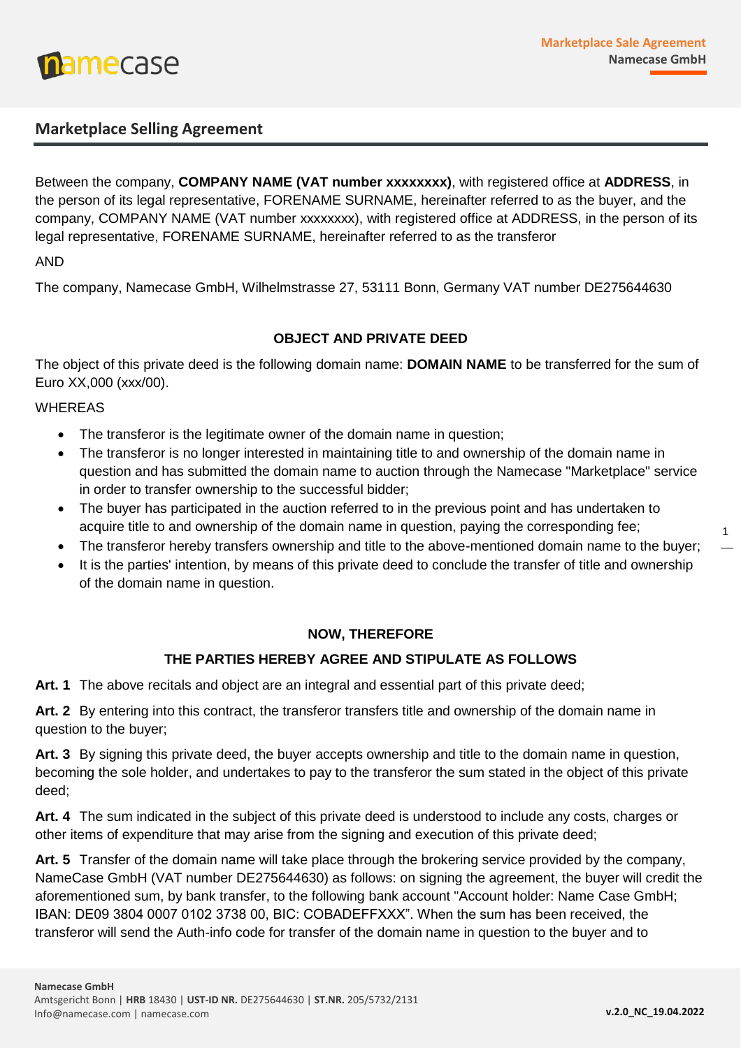## Marketplace Selling Agreement

Between the company, **COMPANY NAME (VAT number xxxxxxxx)**, with registered office at **ADDRESS**, in the person of its legal representative, FORENAME SURNAME, hereinafter referred to as the buyer, and the company, COMPANY NAME (VAT number xxxxxxxx), with registered office at ADDRESS, in the person of its legal representative, FORENAME SURNAME, hereinafter referred to as the transferor

AND

The company, Namecase GmbH, Wilhelmstrasse 27, 53111 Bonn, Germany VAT number DE275644630

**OBJECT AND PRIVATE DEED**

The object of this private deed is the following domain name: **DOMAIN NAME** to be transferred for the sum of Euro XX,000 (xxx/00).

WHEREAS

- The transferor is the legitimate owner of the domain name in question;
- The transferor is no longer interested in maintaining title to and ownership of the domain name in question and has submitted the domain name to auction through the Namecase "Marketplace" service in order to transfer ownership to the successful bidder;
- The buyer has participated in the auction referred to in the previous point and has undertaken to acquire title to and ownership of the domain name in question, paying the corresponding fee;
- The transferor hereby transfers ownership and title to the above-mentioned domain name to the buyer;
- It is the parties' intention, by means of this private deed to conclude the transfer of title and ownership of the domain name in question.

**NOW, THEREFORE**

**THE PARTIES HEREBY AGREE AND STIPULATE AS FOLLOWS**

**Art. 1** The above recitals and object are an integral and essential part of this private deed;

**Art. 2** By entering into this contract, the transferor transfers title and ownership of the domain name in question to the buyer;

**Art. 3** By signing this private deed, the buyer accepts ownership and title to the domain name in question, becoming the sole holder, and undertakes to pay to the transferor the sum stated in the object of this private deed;

**Art. 4** The sum indicated in the subject of this private deed is understood to include any costs, charges or other items of expenditure that may arise from the signing and execution of this private deed;

**Art. 5** Transfer of the domain name will take place through the brokering service provided by the company, NameCase GmbH (VAT number DE275644630) as follows: on signing the agreement, the buyer will credit the aforementioned sum, by bank transfer, to the following bank account "Account holder: Name Case GmbH; IBAN: DE09 3804 0007 0102 3738 00, BIC: COBADEFFXXX". When the sum has been received, the transferor will send the Auth-info code for transfer of the domain name in question to the buyer and to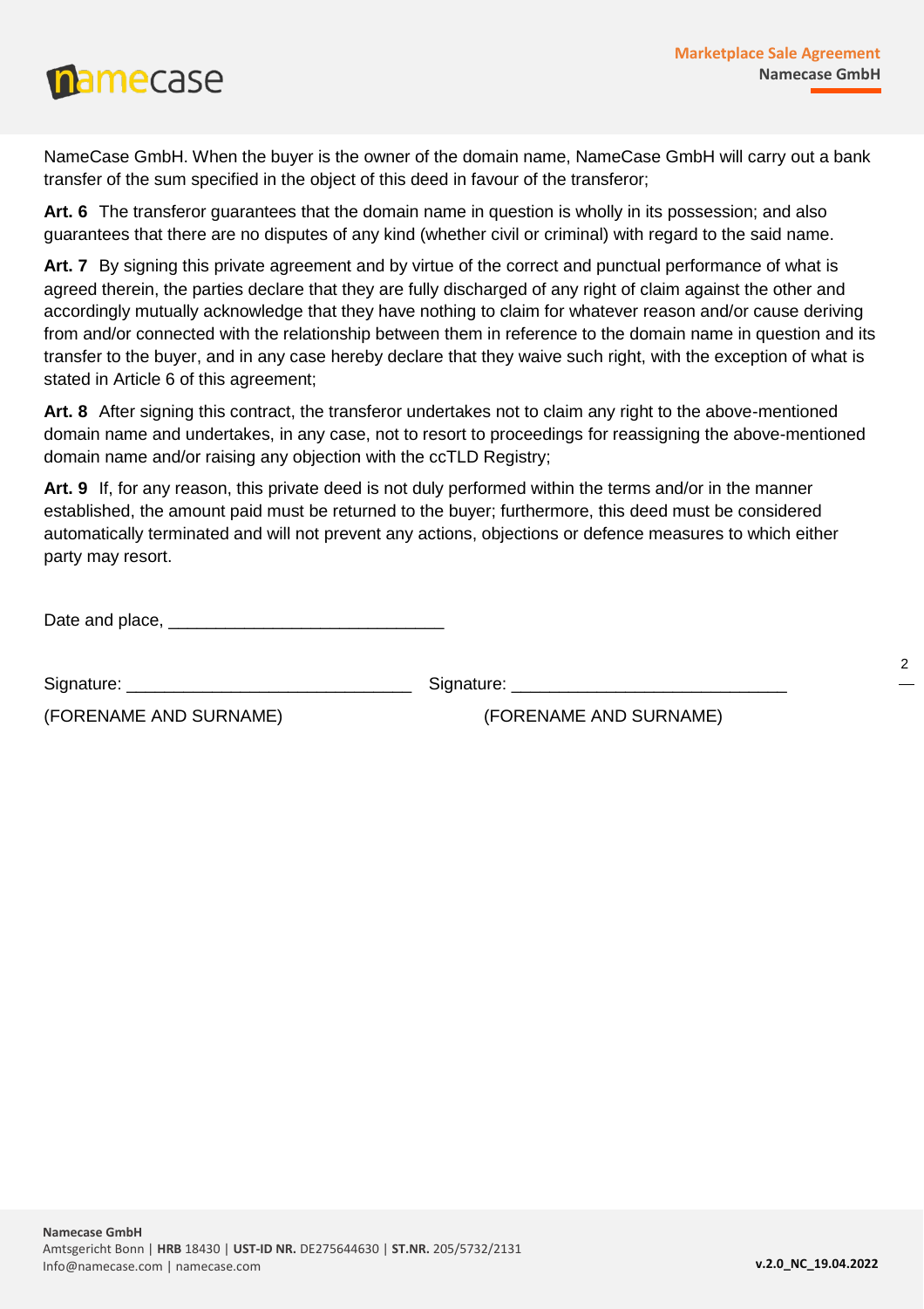NameCase GmbH. When the buyer is the owner of the domain name, NameCase GmbH will carry out a bank transfer of the sum specified in the object of this deed in favour of the transferor;

**Art. 6** The transferor guarantees that the domain name in question is wholly in its possession; and also guarantees that there are no disputes of any kind (whether civil or criminal) with regard to the said name.

**Art. 7** By signing this private agreement and by virtue of the correct and punctual performance of what is agreed therein, the parties declare that they are fully discharged of any right of claim against the other and accordingly mutually acknowledge that they have nothing to claim for whatever reason and/or cause deriving from and/or connected with the relationship between them in reference to the domain name in question and its transfer to the buyer, and in any case hereby declare that they waive such right, with the exception of what is stated in Article 6 of this agreement;

**Art. 8** After signing this contract, the transferor undertakes not to claim any right to the above-mentioned domain name and undertakes, in any case, not to resort to proceedings for reassigning the above-mentioned domain name and/or raising any objection with the ccTLD Registry;

**Art. 9** If, for any reason, this private deed is not duly performed within the terms and/or in the manner established, the amount paid must be returned to the buyer; furthermore, this deed must be considered automatically terminated and will not prevent any actions, objections or defence measures to which either party may resort.

Date and place, ____________________________

Signature: _____________________________ Signature: ____________________________

(FORENAME AND SURNAME) (FORENAME AND SURNAME)